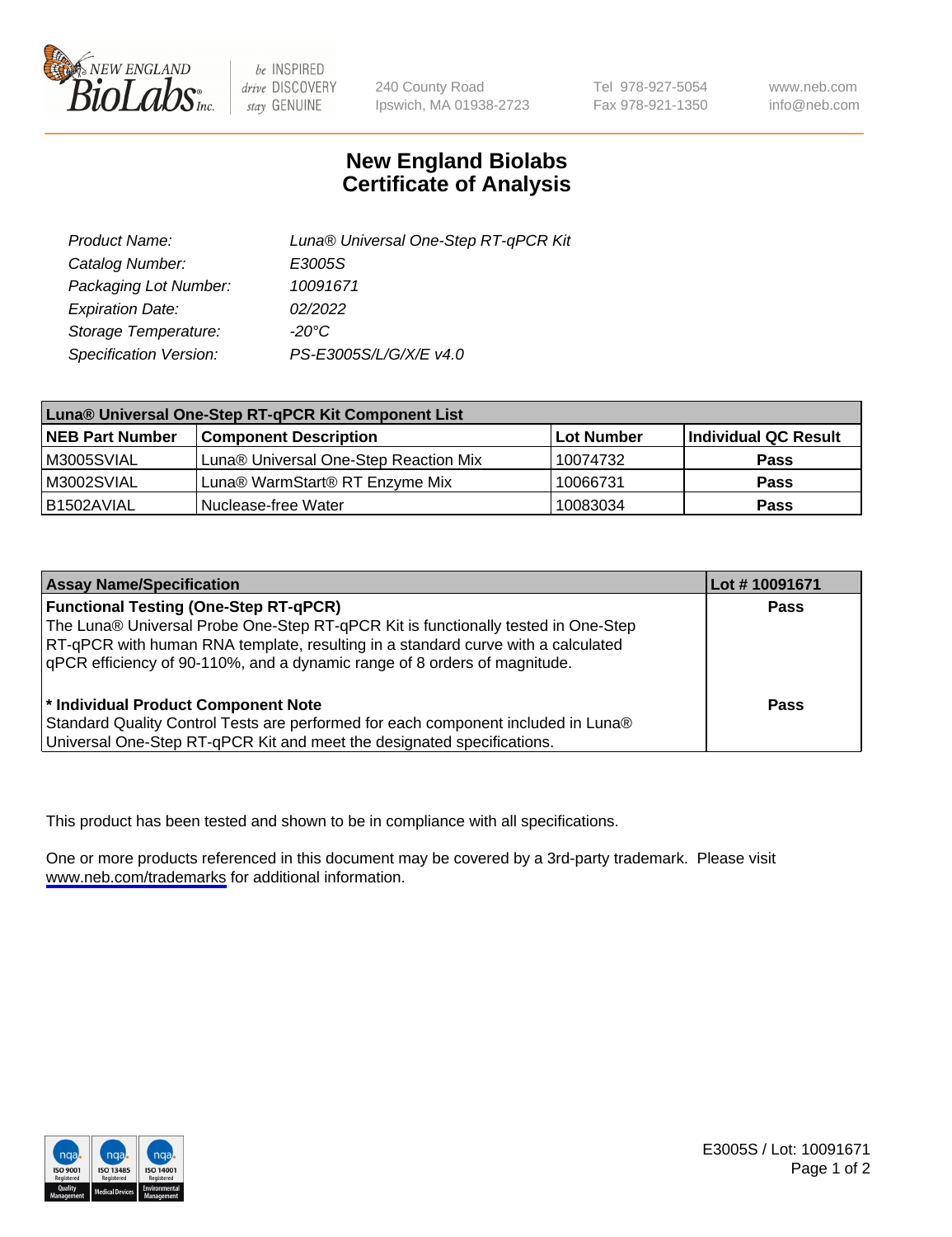# New England Biolabs Certificate of Analysis

| | |
|---|---|
| *Product Name:* | *Luna® Universal One-Step RT-qPCR Kit* |
| *Catalog Number:* | *E3005S* |
| *Packaging Lot Number:* | *10091671* |
| *Expiration Date:* | *02/2022* |
| *Storage Temperature:* | *-20°C* |
| *Specification Version:* | *PS-E3005S/L/G/X/E v4.0* |

| Luna® Universal One-Step RT-qPCR Kit Component List | | | |
|---|---|---|---|
| **NEB Part Number** | **Component Description** | **Lot Number** | **Individual QC Result** |
| M3005SVIAL | Luna® Universal One-Step Reaction Mix | 10074732 | **Pass** |
| M3002SVIAL | Luna® WarmStart® RT Enzyme Mix | 10066731 | **Pass** |
| B1502AVIAL | Nuclease-free Water | 10083034 | **Pass** |

| Assay Name/Specification | Lot # 10091671 |
|---|---|
| **Functional Testing (One-Step RT-qPCR)**<br>The Luna® Universal Probe One-Step RT-qPCR Kit is functionally tested in One-Step RT-qPCR with human RNA template, resulting in a standard curve with a calculated qPCR efficiency of 90-110%, and a dynamic range of 8 orders of magnitude. | **Pass** |
| **\* Individual Product Component Note**<br>Standard Quality Control Tests are performed for each component included in Luna® Universal One-Step RT-qPCR Kit and meet the designated specifications. | **Pass** |

This product has been tested and shown to be in compliance with all specifications.

One or more products referenced in this document may be covered by a 3rd-party trademark. Please visit www.neb.com/trademarks for additional information.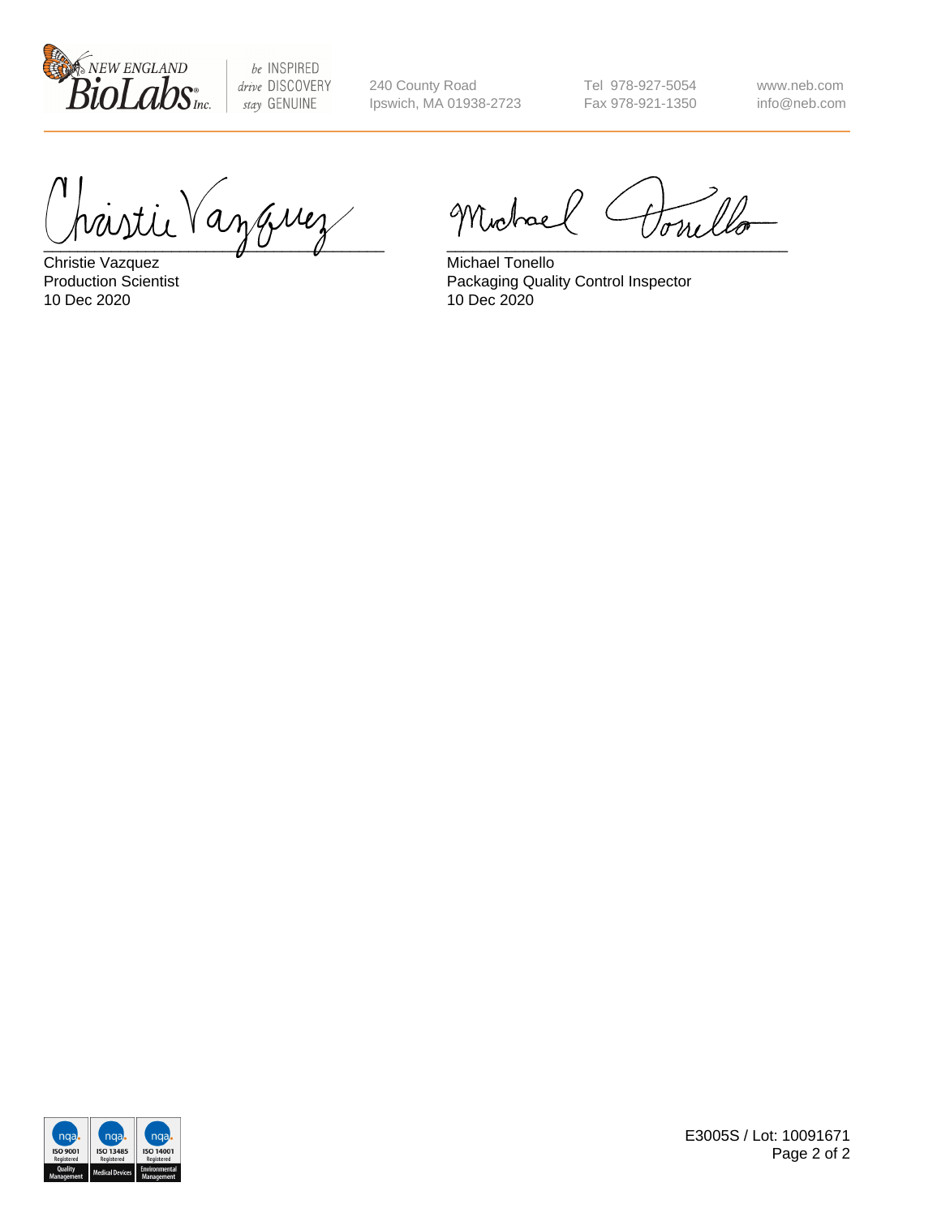Christie Vazquez
Production Scientist
10 Dec 2020

Michael Tonello
Packaging Quality Control Inspector
10 Dec 2020

E3005S / Lot: 10091671